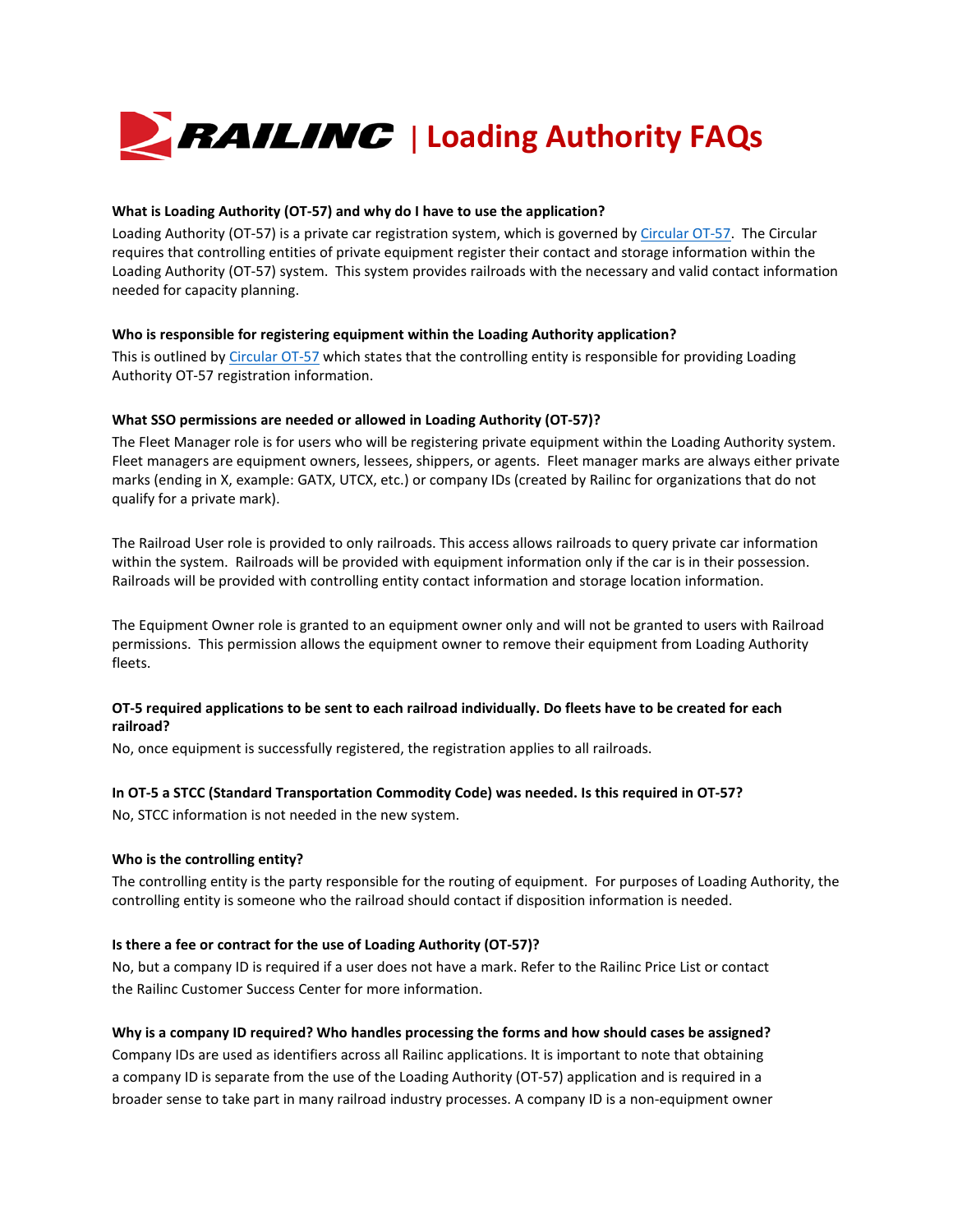# RAILINC | Loading Authority FAQs

**What is Loading Authority (OT-57) and why do I have to use the application?**

Loading Authority (OT-57) is a private car registration system, which is governed by Circular OT-57. The Circular requires that controlling entities of private equipment register their contact and storage information within the Loading Authority (OT-57) system. This system provides railroads with the necessary and valid contact information needed for capacity planning.

**Who is responsible for registering equipment within the Loading Authority application?**

This is outlined by Circular OT-57 which states that the controlling entity is responsible for providing Loading Authority OT-57 registration information.

**What SSO permissions are needed or allowed in Loading Authority (OT-57)?**

The Fleet Manager role is for users who will be registering private equipment within the Loading Authority system. Fleet managers are equipment owners, lessees, shippers, or agents. Fleet manager marks are always either private marks (ending in X, example: GATX, UTCX, etc.) or company IDs (created by Railinc for organizations that do not qualify for a private mark).

The Railroad User role is provided to only railroads. This access allows railroads to query private car information within the system. Railroads will be provided with equipment information only if the car is in their possession. Railroads will be provided with controlling entity contact information and storage location information.

The Equipment Owner role is granted to an equipment owner only and will not be granted to users with Railroad permissions. This permission allows the equipment owner to remove their equipment from Loading Authority fleets.

**OT-5 required applications to be sent to each railroad individually. Do fleets have to be created for each railroad?**

No, once equipment is successfully registered, the registration applies to all railroads.

**In OT-5 a STCC (Standard Transportation Commodity Code) was needed. Is this required in OT-57?**

No, STCC information is not needed in the new system.

**Who is the controlling entity?**

The controlling entity is the party responsible for the routing of equipment. For purposes of Loading Authority, the controlling entity is someone who the railroad should contact if disposition information is needed.

**Is there a fee or contract for the use of Loading Authority (OT-57)?**

No, but a company ID is required if a user does not have a mark. Refer to the Railinc Price List or contact the Railinc Customer Success Center for more information.

**Why is a company ID required? Who handles processing the forms and how should cases be assigned?**

Company IDs are used as identifiers across all Railinc applications. It is important to note that obtaining a company ID is separate from the use of the Loading Authority (OT-57) application and is required in a broader sense to take part in many railroad industry processes. A company ID is a non-equipment owner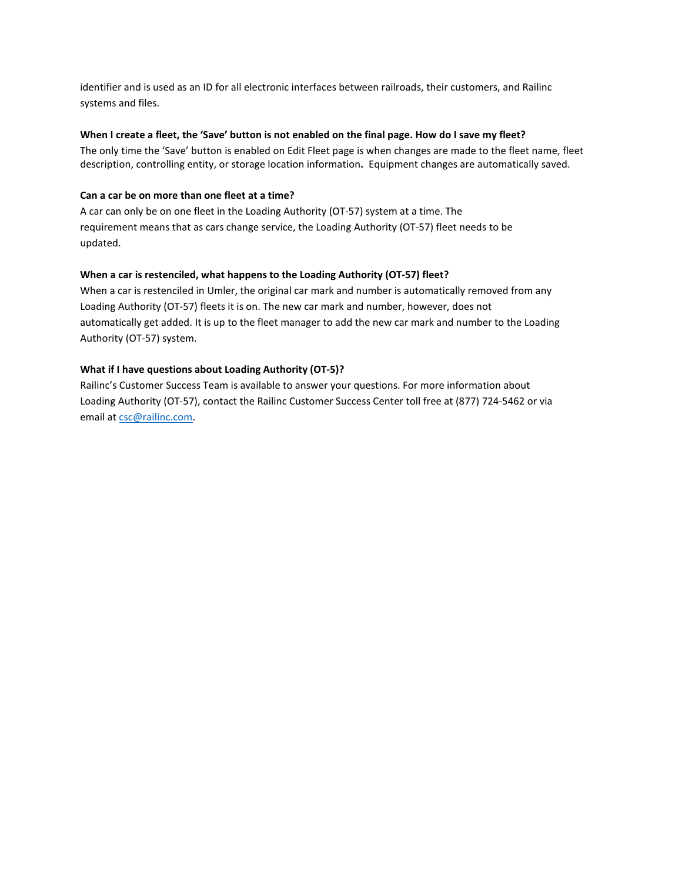identifier and is used as an ID for all electronic interfaces between railroads, their customers, and Railinc systems and files.

**When I create a fleet, the 'Save' button is not enabled on the final page. How do I save my fleet?**

The only time the 'Save' button is enabled on Edit Fleet page is when changes are made to the fleet name, fleet description, controlling entity, or storage location information**.** Equipment changes are automatically saved.

**Can a car be on more than one fleet at a time?**

A car can only be on one fleet in the Loading Authority (OT-57) system at a time. The requirement means that as cars change service, the Loading Authority (OT-57) fleet needs to be updated.

**When a car is restenciled, what happens to the Loading Authority (OT-57) fleet?**

When a car is restenciled in Umler, the original car mark and number is automatically removed from any Loading Authority (OT-57) fleets it is on. The new car mark and number, however, does not automatically get added. It is up to the fleet manager to add the new car mark and number to the Loading Authority (OT-57) system.

**What if I have questions about Loading Authority (OT-5)?**

Railinc's Customer Success Team is available to answer your questions. For more information about Loading Authority (OT-57), contact the Railinc Customer Success Center toll free at (877) 724-5462 or via email at csc@railinc.com.